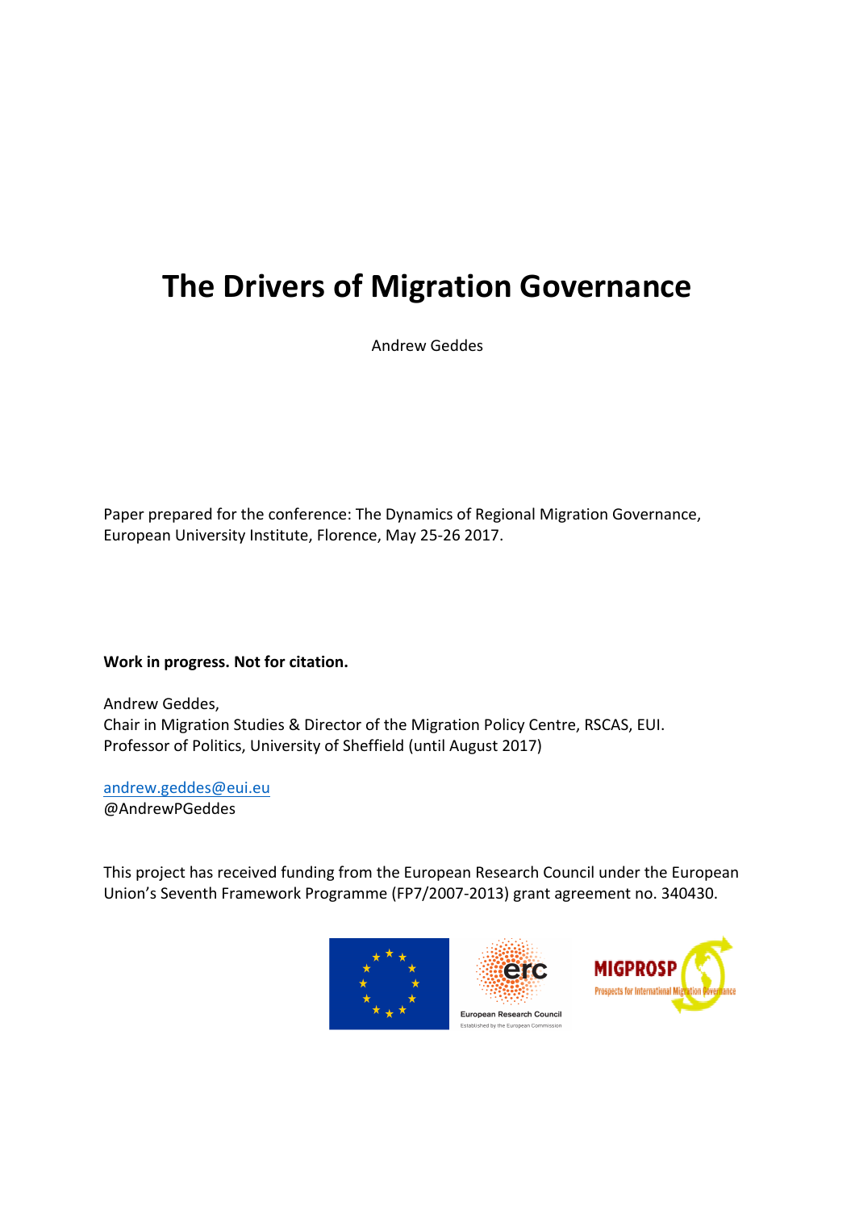# The Drivers of Migration Governance

Andrew Geddes

Paper prepared for the conference: The Dynamics of Regional Migration Governance, European University Institute, Florence, May 25-26 2017.

**Work in progress. Not for citation.**

Andrew Geddes,
Chair in Migration Studies & Director of the Migration Policy Centre, RSCAS, EUI.
Professor of Politics, University of Sheffield (until August 2017)

andrew.geddes@eui.eu
@AndrewPGeddes

This project has received funding from the European Research Council under the European Union's Seventh Framework Programme (FP7/2007-2013) grant agreement no. 340430.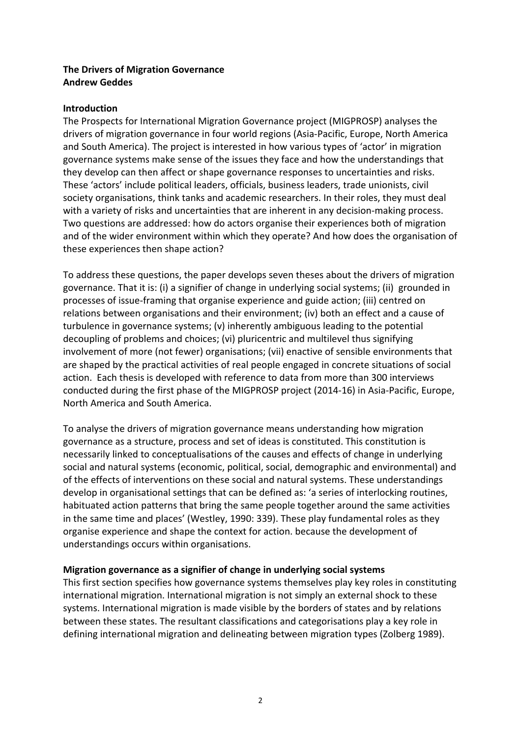**The Drivers of Migration Governance**
**Andrew Geddes**

**Introduction**

The Prospects for International Migration Governance project (MIGPROSP) analyses the drivers of migration governance in four world regions (Asia-Pacific, Europe, North America and South America). The project is interested in how various types of 'actor' in migration governance systems make sense of the issues they face and how the understandings that they develop can then affect or shape governance responses to uncertainties and risks. These 'actors' include political leaders, officials, business leaders, trade unionists, civil society organisations, think tanks and academic researchers. In their roles, they must deal with a variety of risks and uncertainties that are inherent in any decision-making process. Two questions are addressed: how do actors organise their experiences both of migration and of the wider environment within which they operate? And how does the organisation of these experiences then shape action?

To address these questions, the paper develops seven theses about the drivers of migration governance. That it is: (i) a signifier of change in underlying social systems; (ii) grounded in processes of issue-framing that organise experience and guide action; (iii) centred on relations between organisations and their environment; (iv) both an effect and a cause of turbulence in governance systems; (v) inherently ambiguous leading to the potential decoupling of problems and choices; (vi) pluricentric and multilevel thus signifying involvement of more (not fewer) organisations; (vii) enactive of sensible environments that are shaped by the practical activities of real people engaged in concrete situations of social action. Each thesis is developed with reference to data from more than 300 interviews conducted during the first phase of the MIGPROSP project (2014-16) in Asia-Pacific, Europe, North America and South America.

To analyse the drivers of migration governance means understanding how migration governance as a structure, process and set of ideas is constituted. This constitution is necessarily linked to conceptualisations of the causes and effects of change in underlying social and natural systems (economic, political, social, demographic and environmental) and of the effects of interventions on these social and natural systems. These understandings develop in organisational settings that can be defined as: 'a series of interlocking routines, habituated action patterns that bring the same people together around the same activities in the same time and places' (Westley, 1990: 339). These play fundamental roles as they organise experience and shape the context for action. because the development of understandings occurs within organisations.

**Migration governance as a signifier of change in underlying social systems**

This first section specifies how governance systems themselves play key roles in constituting international migration. International migration is not simply an external shock to these systems. International migration is made visible by the borders of states and by relations between these states. The resultant classifications and categorisations play a key role in defining international migration and delineating between migration types (Zolberg 1989).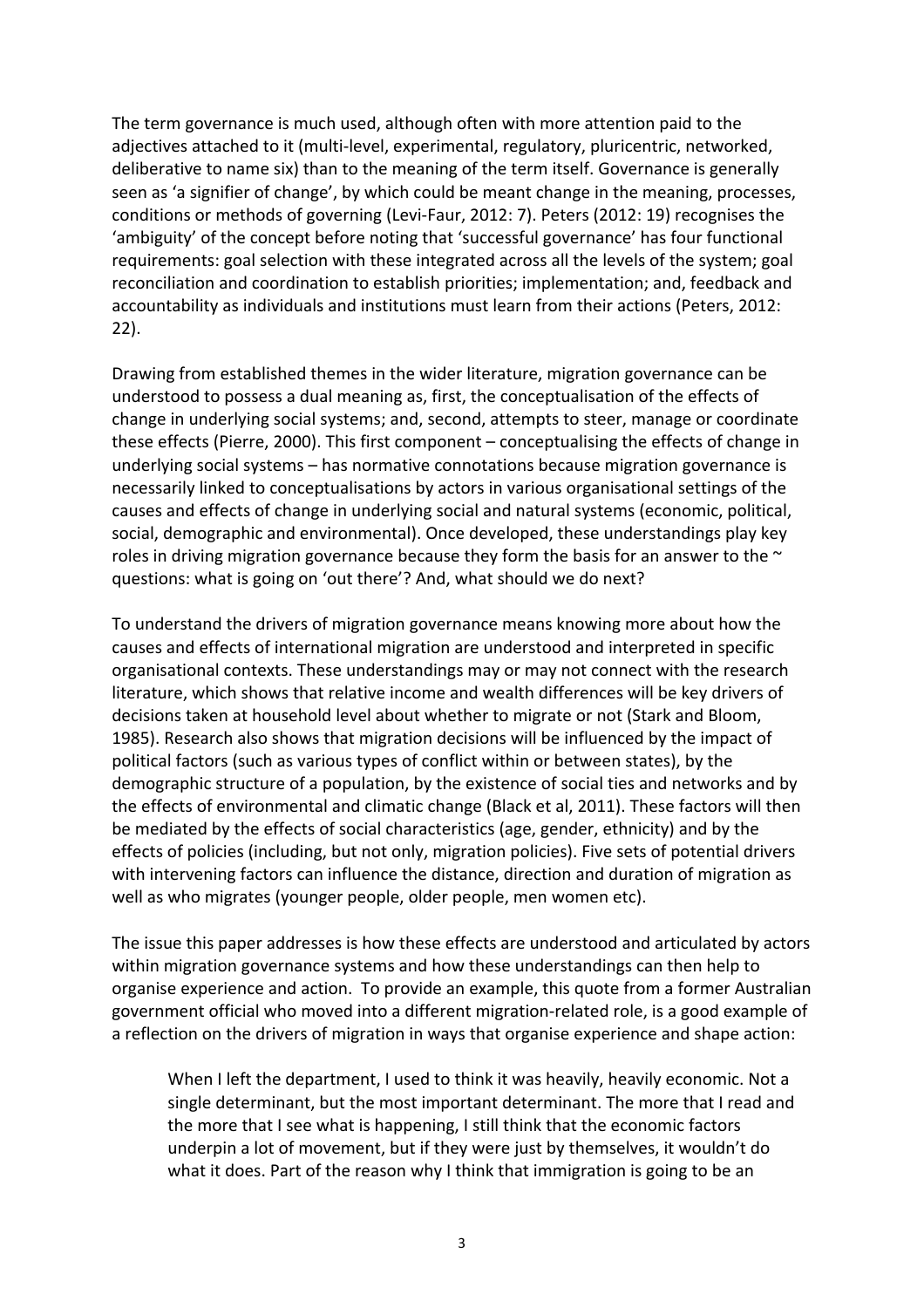The term governance is much used, although often with more attention paid to the adjectives attached to it (multi-level, experimental, regulatory, pluricentric, networked, deliberative to name six) than to the meaning of the term itself. Governance is generally seen as 'a signifier of change', by which could be meant change in the meaning, processes, conditions or methods of governing (Levi-Faur, 2012: 7). Peters (2012: 19) recognises the 'ambiguity' of the concept before noting that 'successful governance' has four functional requirements: goal selection with these integrated across all the levels of the system; goal reconciliation and coordination to establish priorities; implementation; and, feedback and accountability as individuals and institutions must learn from their actions (Peters, 2012: 22).

Drawing from established themes in the wider literature, migration governance can be understood to possess a dual meaning as, first, the conceptualisation of the effects of change in underlying social systems; and, second, attempts to steer, manage or coordinate these effects (Pierre, 2000). This first component – conceptualising the effects of change in underlying social systems – has normative connotations because migration governance is necessarily linked to conceptualisations by actors in various organisational settings of the causes and effects of change in underlying social and natural systems (economic, political, social, demographic and environmental). Once developed, these understandings play key roles in driving migration governance because they form the basis for an answer to the ~ questions: what is going on 'out there'? And, what should we do next?

To understand the drivers of migration governance means knowing more about how the causes and effects of international migration are understood and interpreted in specific organisational contexts. These understandings may or may not connect with the research literature, which shows that relative income and wealth differences will be key drivers of decisions taken at household level about whether to migrate or not (Stark and Bloom, 1985). Research also shows that migration decisions will be influenced by the impact of political factors (such as various types of conflict within or between states), by the demographic structure of a population, by the existence of social ties and networks and by the effects of environmental and climatic change (Black et al, 2011). These factors will then be mediated by the effects of social characteristics (age, gender, ethnicity) and by the effects of policies (including, but not only, migration policies). Five sets of potential drivers with intervening factors can influence the distance, direction and duration of migration as well as who migrates (younger people, older people, men women etc).

The issue this paper addresses is how these effects are understood and articulated by actors within migration governance systems and how these understandings can then help to organise experience and action. To provide an example, this quote from a former Australian government official who moved into a different migration-related role, is a good example of a reflection on the drivers of migration in ways that organise experience and shape action:

> When I left the department, I used to think it was heavily, heavily economic. Not a single determinant, but the most important determinant. The more that I read and the more that I see what is happening, I still think that the economic factors underpin a lot of movement, but if they were just by themselves, it wouldn't do what it does. Part of the reason why I think that immigration is going to be an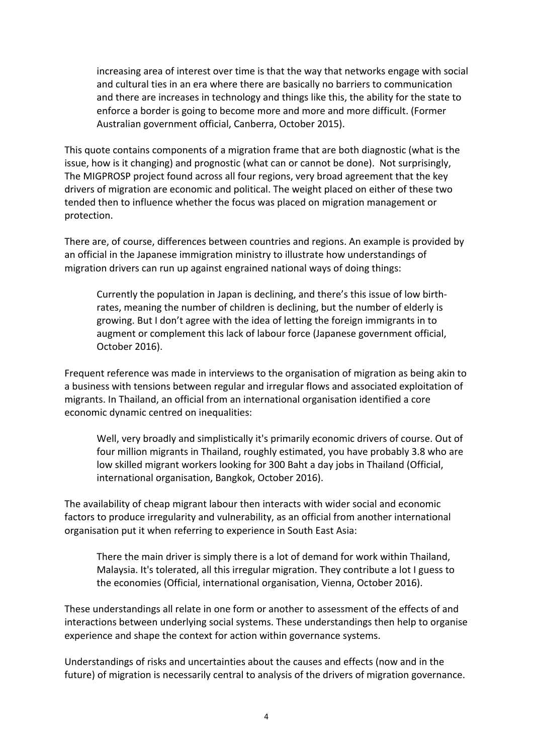> increasing area of interest over time is that the way that networks engage with social and cultural ties in an era where there are basically no barriers to communication and there are increases in technology and things like this, the ability for the state to enforce a border is going to become more and more and more difficult. (Former Australian government official, Canberra, October 2015).

This quote contains components of a migration frame that are both diagnostic (what is the issue, how is it changing) and prognostic (what can or cannot be done). Not surprisingly, The MIGPROSP project found across all four regions, very broad agreement that the key drivers of migration are economic and political. The weight placed on either of these two tended then to influence whether the focus was placed on migration management or protection.

There are, of course, differences between countries and regions. An example is provided by an official in the Japanese immigration ministry to illustrate how understandings of migration drivers can run up against engrained national ways of doing things:

> Currently the population in Japan is declining, and there's this issue of low birth-rates, meaning the number of children is declining, but the number of elderly is growing. But I don't agree with the idea of letting the foreign immigrants in to augment or complement this lack of labour force (Japanese government official, October 2016).

Frequent reference was made in interviews to the organisation of migration as being akin to a business with tensions between regular and irregular flows and associated exploitation of migrants. In Thailand, an official from an international organisation identified a core economic dynamic centred on inequalities:

> Well, very broadly and simplistically it's primarily economic drivers of course. Out of four million migrants in Thailand, roughly estimated, you have probably 3.8 who are low skilled migrant workers looking for 300 Baht a day jobs in Thailand (Official, international organisation, Bangkok, October 2016).

The availability of cheap migrant labour then interacts with wider social and economic factors to produce irregularity and vulnerability, as an official from another international organisation put it when referring to experience in South East Asia:

> There the main driver is simply there is a lot of demand for work within Thailand, Malaysia. It's tolerated, all this irregular migration. They contribute a lot I guess to the economies (Official, international organisation, Vienna, October 2016).

These understandings all relate in one form or another to assessment of the effects of and interactions between underlying social systems. These understandings then help to organise experience and shape the context for action within governance systems.

Understandings of risks and uncertainties about the causes and effects (now and in the future) of migration is necessarily central to analysis of the drivers of migration governance.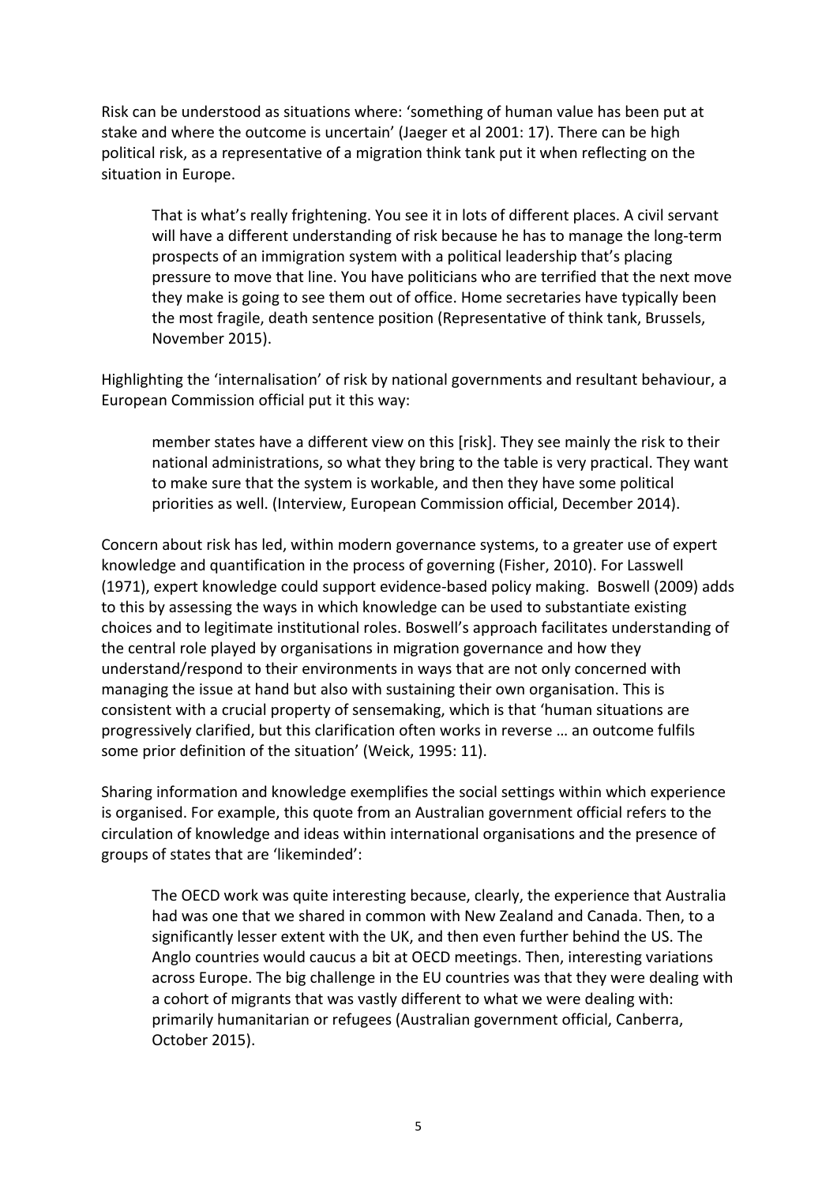Risk can be understood as situations where: 'something of human value has been put at stake and where the outcome is uncertain' (Jaeger et al 2001: 17). There can be high political risk, as a representative of a migration think tank put it when reflecting on the situation in Europe.

> That is what's really frightening. You see it in lots of different places. A civil servant will have a different understanding of risk because he has to manage the long-term prospects of an immigration system with a political leadership that's placing pressure to move that line. You have politicians who are terrified that the next move they make is going to see them out of office. Home secretaries have typically been the most fragile, death sentence position (Representative of think tank, Brussels, November 2015).

Highlighting the 'internalisation' of risk by national governments and resultant behaviour, a European Commission official put it this way:

> member states have a different view on this [risk]. They see mainly the risk to their national administrations, so what they bring to the table is very practical. They want to make sure that the system is workable, and then they have some political priorities as well. (Interview, European Commission official, December 2014).

Concern about risk has led, within modern governance systems, to a greater use of expert knowledge and quantification in the process of governing (Fisher, 2010). For Lasswell (1971), expert knowledge could support evidence-based policy making. Boswell (2009) adds to this by assessing the ways in which knowledge can be used to substantiate existing choices and to legitimate institutional roles. Boswell's approach facilitates understanding of the central role played by organisations in migration governance and how they understand/respond to their environments in ways that are not only concerned with managing the issue at hand but also with sustaining their own organisation. This is consistent with a crucial property of sensemaking, which is that 'human situations are progressively clarified, but this clarification often works in reverse … an outcome fulfils some prior definition of the situation' (Weick, 1995: 11).

Sharing information and knowledge exemplifies the social settings within which experience is organised. For example, this quote from an Australian government official refers to the circulation of knowledge and ideas within international organisations and the presence of groups of states that are 'likeminded':

> The OECD work was quite interesting because, clearly, the experience that Australia had was one that we shared in common with New Zealand and Canada. Then, to a significantly lesser extent with the UK, and then even further behind the US. The Anglo countries would caucus a bit at OECD meetings. Then, interesting variations across Europe. The big challenge in the EU countries was that they were dealing with a cohort of migrants that was vastly different to what we were dealing with: primarily humanitarian or refugees (Australian government official, Canberra, October 2015).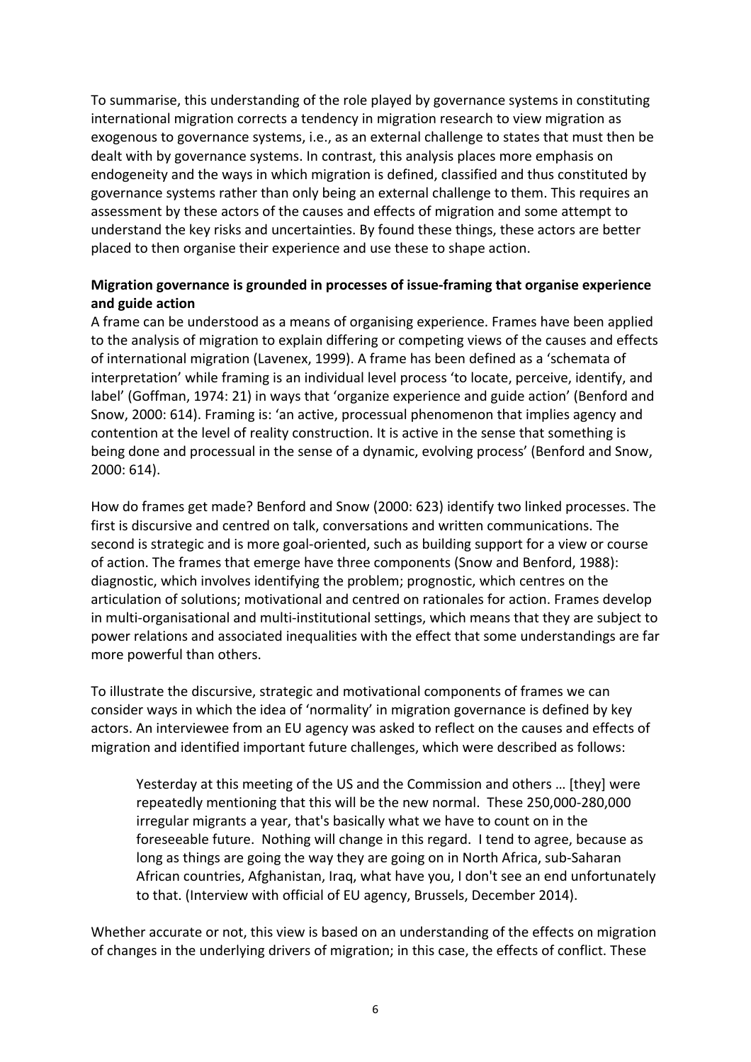To summarise, this understanding of the role played by governance systems in constituting international migration corrects a tendency in migration research to view migration as exogenous to governance systems, i.e., as an external challenge to states that must then be dealt with by governance systems. In contrast, this analysis places more emphasis on endogeneity and the ways in which migration is defined, classified and thus constituted by governance systems rather than only being an external challenge to them. This requires an assessment by these actors of the causes and effects of migration and some attempt to understand the key risks and uncertainties. By found these things, these actors are better placed to then organise their experience and use these to shape action.

**Migration governance is grounded in processes of issue-framing that organise experience and guide action**

A frame can be understood as a means of organising experience. Frames have been applied to the analysis of migration to explain differing or competing views of the causes and effects of international migration (Lavenex, 1999). A frame has been defined as a 'schemata of interpretation' while framing is an individual level process 'to locate, perceive, identify, and label' (Goffman, 1974: 21) in ways that 'organize experience and guide action' (Benford and Snow, 2000: 614). Framing is: 'an active, processual phenomenon that implies agency and contention at the level of reality construction. It is active in the sense that something is being done and processual in the sense of a dynamic, evolving process' (Benford and Snow, 2000: 614).

How do frames get made? Benford and Snow (2000: 623) identify two linked processes. The first is discursive and centred on talk, conversations and written communications. The second is strategic and is more goal-oriented, such as building support for a view or course of action. The frames that emerge have three components (Snow and Benford, 1988): diagnostic, which involves identifying the problem; prognostic, which centres on the articulation of solutions; motivational and centred on rationales for action. Frames develop in multi-organisational and multi-institutional settings, which means that they are subject to power relations and associated inequalities with the effect that some understandings are far more powerful than others.

To illustrate the discursive, strategic and motivational components of frames we can consider ways in which the idea of 'normality' in migration governance is defined by key actors. An interviewee from an EU agency was asked to reflect on the causes and effects of migration and identified important future challenges, which were described as follows:

> Yesterday at this meeting of the US and the Commission and others … [they] were repeatedly mentioning that this will be the new normal. These 250,000-280,000 irregular migrants a year, that's basically what we have to count on in the foreseeable future. Nothing will change in this regard. I tend to agree, because as long as things are going the way they are going on in North Africa, sub-Saharan African countries, Afghanistan, Iraq, what have you, I don't see an end unfortunately to that. (Interview with official of EU agency, Brussels, December 2014).

Whether accurate or not, this view is based on an understanding of the effects on migration of changes in the underlying drivers of migration; in this case, the effects of conflict. These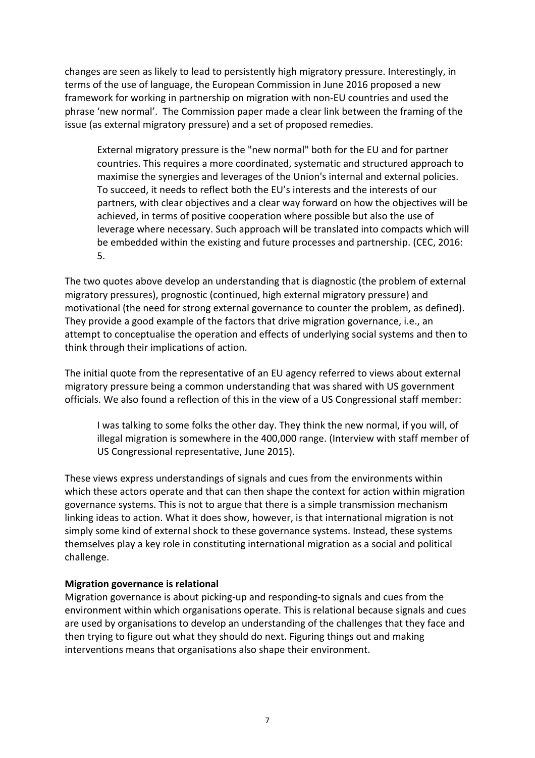changes are seen as likely to lead to persistently high migratory pressure. Interestingly, in terms of the use of language, the European Commission in June 2016 proposed a new framework for working in partnership on migration with non-EU countries and used the phrase 'new normal'. The Commission paper made a clear link between the framing of the issue (as external migratory pressure) and a set of proposed remedies.

> External migratory pressure is the "new normal" both for the EU and for partner countries. This requires a more coordinated, systematic and structured approach to maximise the synergies and leverages of the Union's internal and external policies. To succeed, it needs to reflect both the EU's interests and the interests of our partners, with clear objectives and a clear way forward on how the objectives will be achieved, in terms of positive cooperation where possible but also the use of leverage where necessary. Such approach will be translated into compacts which will be embedded within the existing and future processes and partnership. (CEC, 2016: 5.

The two quotes above develop an understanding that is diagnostic (the problem of external migratory pressures), prognostic (continued, high external migratory pressure) and motivational (the need for strong external governance to counter the problem, as defined). They provide a good example of the factors that drive migration governance, i.e., an attempt to conceptualise the operation and effects of underlying social systems and then to think through their implications of action.

The initial quote from the representative of an EU agency referred to views about external migratory pressure being a common understanding that was shared with US government officials. We also found a reflection of this in the view of a US Congressional staff member:

> I was talking to some folks the other day. They think the new normal, if you will, of illegal migration is somewhere in the 400,000 range. (Interview with staff member of US Congressional representative, June 2015).

These views express understandings of signals and cues from the environments within which these actors operate and that can then shape the context for action within migration governance systems. This is not to argue that there is a simple transmission mechanism linking ideas to action. What it does show, however, is that international migration is not simply some kind of external shock to these governance systems. Instead, these systems themselves play a key role in constituting international migration as a social and political challenge.

**Migration governance is relational**

Migration governance is about picking-up and responding-to signals and cues from the environment within which organisations operate. This is relational because signals and cues are used by organisations to develop an understanding of the challenges that they face and then trying to figure out what they should do next. Figuring things out and making interventions means that organisations also shape their environment.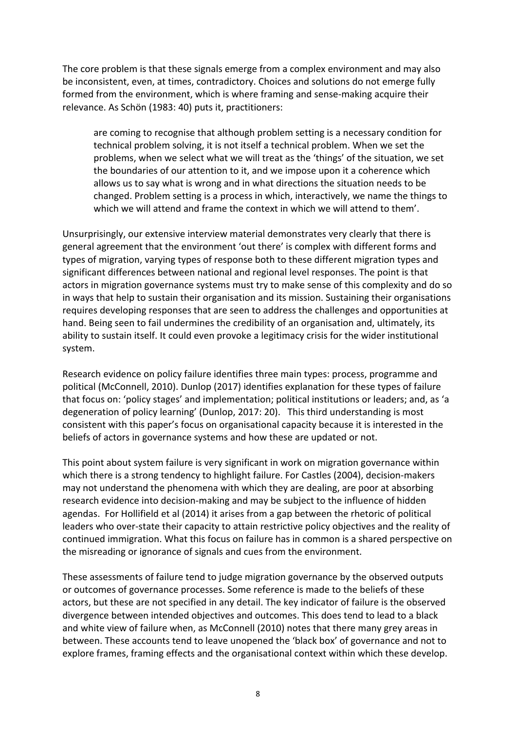The core problem is that these signals emerge from a complex environment and may also be inconsistent, even, at times, contradictory. Choices and solutions do not emerge fully formed from the environment, which is where framing and sense-making acquire their relevance. As Schön (1983: 40) puts it, practitioners:

> are coming to recognise that although problem setting is a necessary condition for technical problem solving, it is not itself a technical problem. When we set the problems, when we select what we will treat as the 'things' of the situation, we set the boundaries of our attention to it, and we impose upon it a coherence which allows us to say what is wrong and in what directions the situation needs to be changed. Problem setting is a process in which, interactively, we name the things to which we will attend and frame the context in which we will attend to them'.

Unsurprisingly, our extensive interview material demonstrates very clearly that there is general agreement that the environment 'out there' is complex with different forms and types of migration, varying types of response both to these different migration types and significant differences between national and regional level responses. The point is that actors in migration governance systems must try to make sense of this complexity and do so in ways that help to sustain their organisation and its mission. Sustaining their organisations requires developing responses that are seen to address the challenges and opportunities at hand. Being seen to fail undermines the credibility of an organisation and, ultimately, its ability to sustain itself. It could even provoke a legitimacy crisis for the wider institutional system.

Research evidence on policy failure identifies three main types: process, programme and political (McConnell, 2010). Dunlop (2017) identifies explanation for these types of failure that focus on: 'policy stages' and implementation; political institutions or leaders; and, as 'a degeneration of policy learning' (Dunlop, 2017: 20). This third understanding is most consistent with this paper's focus on organisational capacity because it is interested in the beliefs of actors in governance systems and how these are updated or not.

This point about system failure is very significant in work on migration governance within which there is a strong tendency to highlight failure. For Castles (2004), decision-makers may not understand the phenomena with which they are dealing, are poor at absorbing research evidence into decision-making and may be subject to the influence of hidden agendas. For Hollifield et al (2014) it arises from a gap between the rhetoric of political leaders who over-state their capacity to attain restrictive policy objectives and the reality of continued immigration. What this focus on failure has in common is a shared perspective on the misreading or ignorance of signals and cues from the environment.

These assessments of failure tend to judge migration governance by the observed outputs or outcomes of governance processes. Some reference is made to the beliefs of these actors, but these are not specified in any detail. The key indicator of failure is the observed divergence between intended objectives and outcomes. This does tend to lead to a black and white view of failure when, as McConnell (2010) notes that there many grey areas in between. These accounts tend to leave unopened the 'black box' of governance and not to explore frames, framing effects and the organisational context within which these develop.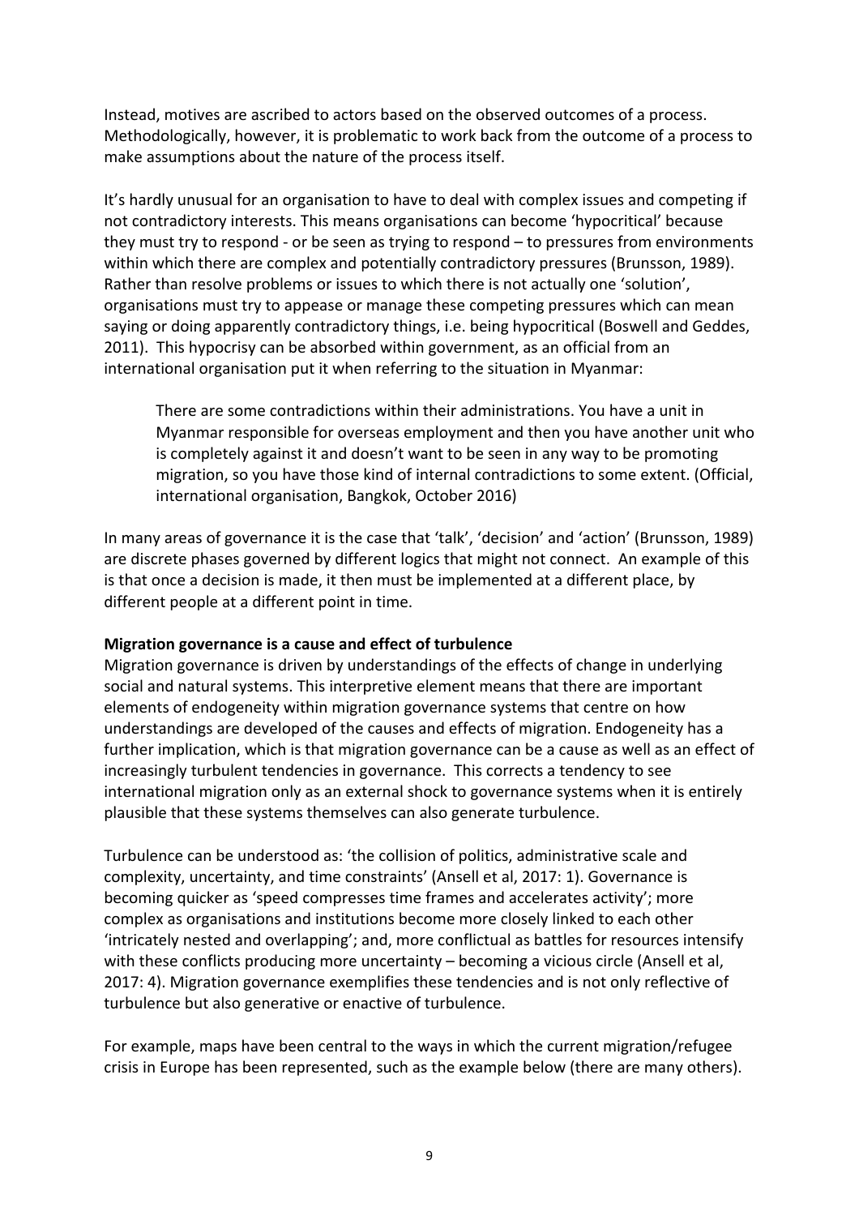Instead, motives are ascribed to actors based on the observed outcomes of a process. Methodologically, however, it is problematic to work back from the outcome of a process to make assumptions about the nature of the process itself.

It's hardly unusual for an organisation to have to deal with complex issues and competing if not contradictory interests. This means organisations can become 'hypocritical' because they must try to respond - or be seen as trying to respond – to pressures from environments within which there are complex and potentially contradictory pressures (Brunsson, 1989). Rather than resolve problems or issues to which there is not actually one 'solution', organisations must try to appease or manage these competing pressures which can mean saying or doing apparently contradictory things, i.e. being hypocritical (Boswell and Geddes, 2011). This hypocrisy can be absorbed within government, as an official from an international organisation put it when referring to the situation in Myanmar:

> There are some contradictions within their administrations. You have a unit in Myanmar responsible for overseas employment and then you have another unit who is completely against it and doesn't want to be seen in any way to be promoting migration, so you have those kind of internal contradictions to some extent. (Official, international organisation, Bangkok, October 2016)

In many areas of governance it is the case that 'talk', 'decision' and 'action' (Brunsson, 1989) are discrete phases governed by different logics that might not connect. An example of this is that once a decision is made, it then must be implemented at a different place, by different people at a different point in time.

**Migration governance is a cause and effect of turbulence**

Migration governance is driven by understandings of the effects of change in underlying social and natural systems. This interpretive element means that there are important elements of endogeneity within migration governance systems that centre on how understandings are developed of the causes and effects of migration. Endogeneity has a further implication, which is that migration governance can be a cause as well as an effect of increasingly turbulent tendencies in governance. This corrects a tendency to see international migration only as an external shock to governance systems when it is entirely plausible that these systems themselves can also generate turbulence.

Turbulence can be understood as: 'the collision of politics, administrative scale and complexity, uncertainty, and time constraints' (Ansell et al, 2017: 1). Governance is becoming quicker as 'speed compresses time frames and accelerates activity'; more complex as organisations and institutions become more closely linked to each other 'intricately nested and overlapping'; and, more conflictual as battles for resources intensify with these conflicts producing more uncertainty – becoming a vicious circle (Ansell et al, 2017: 4). Migration governance exemplifies these tendencies and is not only reflective of turbulence but also generative or enactive of turbulence.

For example, maps have been central to the ways in which the current migration/refugee crisis in Europe has been represented, such as the example below (there are many others).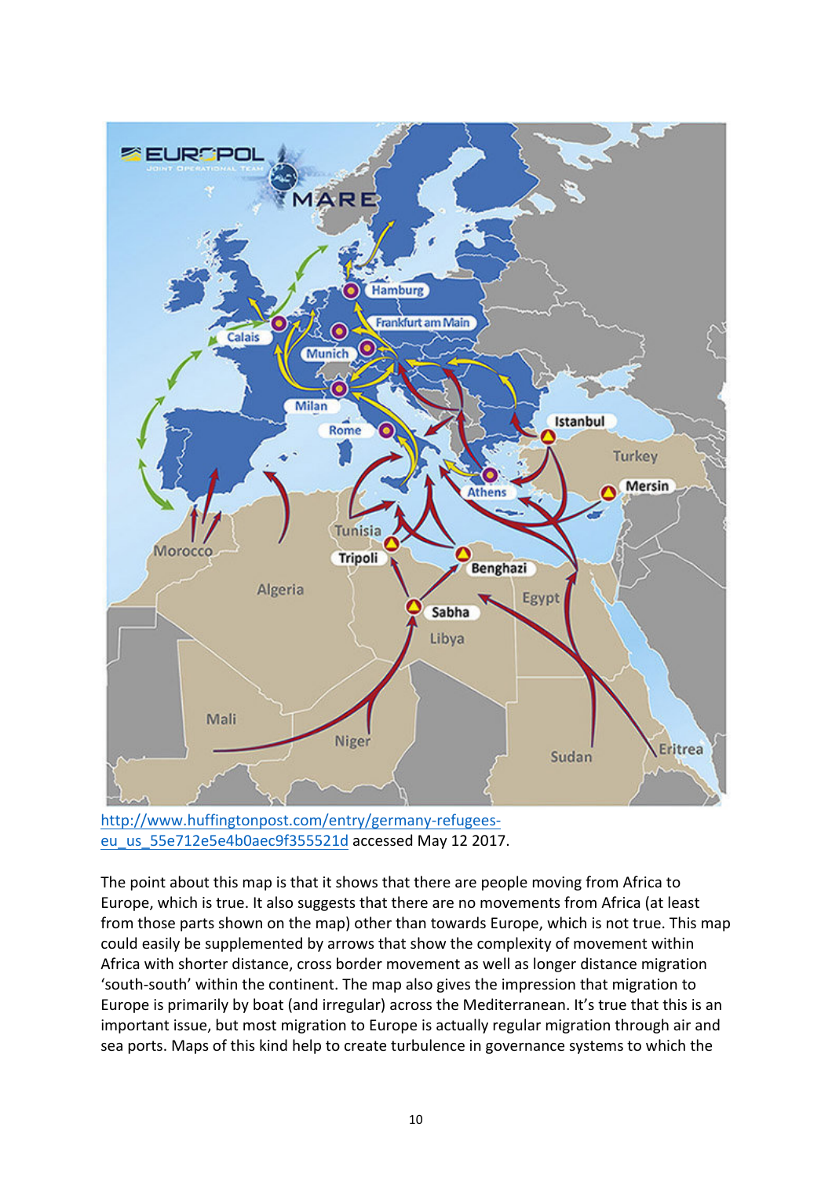http://www.huffingtonpost.com/entry/germany-refugees-eu_us_55e712e5e4b0aec9f355521d accessed May 12 2017.

The point about this map is that it shows that there are people moving from Africa to Europe, which is true. It also suggests that there are no movements from Africa (at least from those parts shown on the map) other than towards Europe, which is not true. This map could easily be supplemented by arrows that show the complexity of movement within Africa with shorter distance, cross border movement as well as longer distance migration 'south-south' within the continent. The map also gives the impression that migration to Europe is primarily by boat (and irregular) across the Mediterranean. It's true that this is an important issue, but most migration to Europe is actually regular migration through air and sea ports. Maps of this kind help to create turbulence in governance systems to which the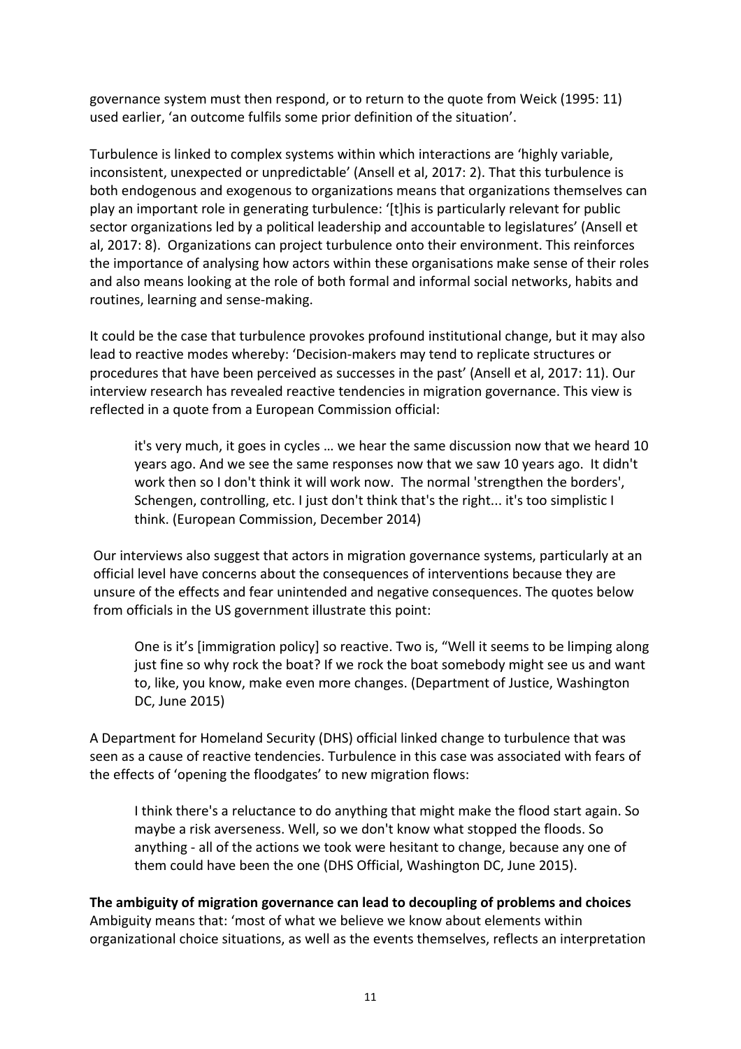governance system must then respond, or to return to the quote from Weick (1995: 11) used earlier, 'an outcome fulfils some prior definition of the situation'.

Turbulence is linked to complex systems within which interactions are 'highly variable, inconsistent, unexpected or unpredictable' (Ansell et al, 2017: 2). That this turbulence is both endogenous and exogenous to organizations means that organizations themselves can play an important role in generating turbulence: '[t]his is particularly relevant for public sector organizations led by a political leadership and accountable to legislatures' (Ansell et al, 2017: 8). Organizations can project turbulence onto their environment. This reinforces the importance of analysing how actors within these organisations make sense of their roles and also means looking at the role of both formal and informal social networks, habits and routines, learning and sense-making.

It could be the case that turbulence provokes profound institutional change, but it may also lead to reactive modes whereby: 'Decision-makers may tend to replicate structures or procedures that have been perceived as successes in the past' (Ansell et al, 2017: 11). Our interview research has revealed reactive tendencies in migration governance. This view is reflected in a quote from a European Commission official:

> it's very much, it goes in cycles … we hear the same discussion now that we heard 10 years ago. And we see the same responses now that we saw 10 years ago. It didn't work then so I don't think it will work now. The normal 'strengthen the borders', Schengen, controlling, etc. I just don't think that's the right... it's too simplistic I think. (European Commission, December 2014)

Our interviews also suggest that actors in migration governance systems, particularly at an official level have concerns about the consequences of interventions because they are unsure of the effects and fear unintended and negative consequences. The quotes below from officials in the US government illustrate this point:

> One is it's [immigration policy] so reactive. Two is, "Well it seems to be limping along just fine so why rock the boat? If we rock the boat somebody might see us and want to, like, you know, make even more changes. (Department of Justice, Washington DC, June 2015)

A Department for Homeland Security (DHS) official linked change to turbulence that was seen as a cause of reactive tendencies. Turbulence in this case was associated with fears of the effects of 'opening the floodgates' to new migration flows:

> I think there's a reluctance to do anything that might make the flood start again. So maybe a risk averseness. Well, so we don't know what stopped the floods. So anything - all of the actions we took were hesitant to change, because any one of them could have been the one (DHS Official, Washington DC, June 2015).

**The ambiguity of migration governance can lead to decoupling of problems and choices**

Ambiguity means that: 'most of what we believe we know about elements within organizational choice situations, as well as the events themselves, reflects an interpretation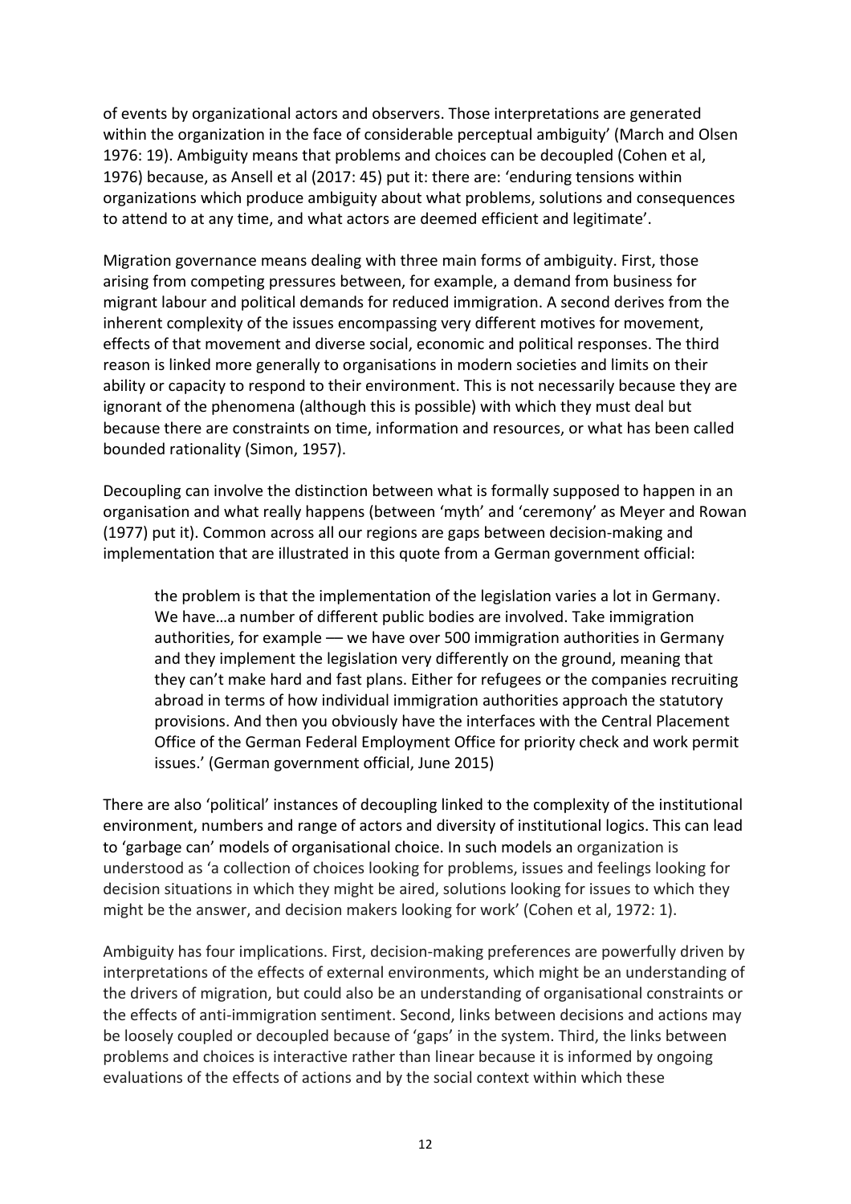of events by organizational actors and observers. Those interpretations are generated within the organization in the face of considerable perceptual ambiguity' (March and Olsen 1976: 19). Ambiguity means that problems and choices can be decoupled (Cohen et al, 1976) because, as Ansell et al (2017: 45) put it: there are: 'enduring tensions within organizations which produce ambiguity about what problems, solutions and consequences to attend to at any time, and what actors are deemed efficient and legitimate'.

Migration governance means dealing with three main forms of ambiguity. First, those arising from competing pressures between, for example, a demand from business for migrant labour and political demands for reduced immigration. A second derives from the inherent complexity of the issues encompassing very different motives for movement, effects of that movement and diverse social, economic and political responses. The third reason is linked more generally to organisations in modern societies and limits on their ability or capacity to respond to their environment. This is not necessarily because they are ignorant of the phenomena (although this is possible) with which they must deal but because there are constraints on time, information and resources, or what has been called bounded rationality (Simon, 1957).

Decoupling can involve the distinction between what is formally supposed to happen in an organisation and what really happens (between 'myth' and 'ceremony' as Meyer and Rowan (1977) put it). Common across all our regions are gaps between decision-making and implementation that are illustrated in this quote from a German government official:

> the problem is that the implementation of the legislation varies a lot in Germany. We have…a number of different public bodies are involved. Take immigration authorities, for example — we have over 500 immigration authorities in Germany and they implement the legislation very differently on the ground, meaning that they can't make hard and fast plans. Either for refugees or the companies recruiting abroad in terms of how individual immigration authorities approach the statutory provisions. And then you obviously have the interfaces with the Central Placement Office of the German Federal Employment Office for priority check and work permit issues.' (German government official, June 2015)

There are also 'political' instances of decoupling linked to the complexity of the institutional environment, numbers and range of actors and diversity of institutional logics. This can lead to 'garbage can' models of organisational choice. In such models an organization is understood as 'a collection of choices looking for problems, issues and feelings looking for decision situations in which they might be aired, solutions looking for issues to which they might be the answer, and decision makers looking for work' (Cohen et al, 1972: 1).

Ambiguity has four implications. First, decision-making preferences are powerfully driven by interpretations of the effects of external environments, which might be an understanding of the drivers of migration, but could also be an understanding of organisational constraints or the effects of anti-immigration sentiment. Second, links between decisions and actions may be loosely coupled or decoupled because of 'gaps' in the system. Third, the links between problems and choices is interactive rather than linear because it is informed by ongoing evaluations of the effects of actions and by the social context within which these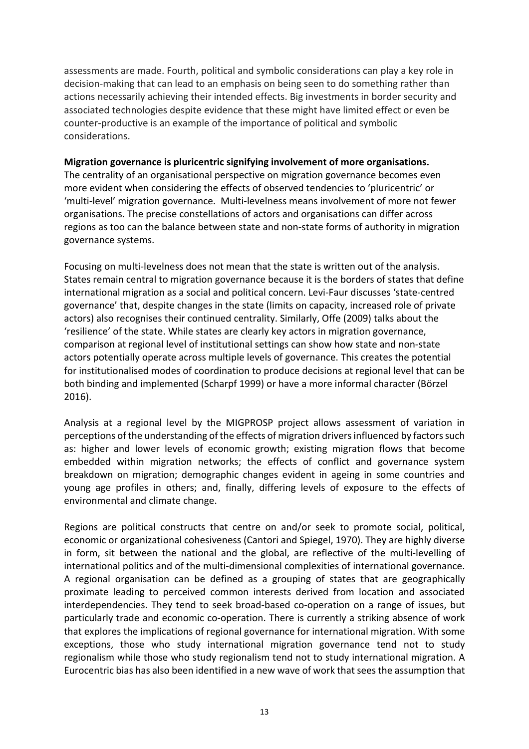assessments are made. Fourth, political and symbolic considerations can play a key role in decision-making that can lead to an emphasis on being seen to do something rather than actions necessarily achieving their intended effects. Big investments in border security and associated technologies despite evidence that these might have limited effect or even be counter-productive is an example of the importance of political and symbolic considerations.

**Migration governance is pluricentric signifying involvement of more organisations.**

The centrality of an organisational perspective on migration governance becomes even more evident when considering the effects of observed tendencies to 'pluricentric' or 'multi-level' migration governance. Multi-levelness means involvement of more not fewer organisations. The precise constellations of actors and organisations can differ across regions as too can the balance between state and non-state forms of authority in migration governance systems.

Focusing on multi-levelness does not mean that the state is written out of the analysis. States remain central to migration governance because it is the borders of states that define international migration as a social and political concern. Levi-Faur discusses 'state-centred governance' that, despite changes in the state (limits on capacity, increased role of private actors) also recognises their continued centrality. Similarly, Offe (2009) talks about the 'resilience' of the state. While states are clearly key actors in migration governance, comparison at regional level of institutional settings can show how state and non-state actors potentially operate across multiple levels of governance. This creates the potential for institutionalised modes of coordination to produce decisions at regional level that can be both binding and implemented (Scharpf 1999) or have a more informal character (Börzel 2016).

Analysis at a regional level by the MIGPROSP project allows assessment of variation in perceptions of the understanding of the effects of migration drivers influenced by factors such as: higher and lower levels of economic growth; existing migration flows that become embedded within migration networks; the effects of conflict and governance system breakdown on migration; demographic changes evident in ageing in some countries and young age profiles in others; and, finally, differing levels of exposure to the effects of environmental and climate change.

Regions are political constructs that centre on and/or seek to promote social, political, economic or organizational cohesiveness (Cantori and Spiegel, 1970). They are highly diverse in form, sit between the national and the global, are reflective of the multi-levelling of international politics and of the multi-dimensional complexities of international governance. A regional organisation can be defined as a grouping of states that are geographically proximate leading to perceived common interests derived from location and associated interdependencies. They tend to seek broad-based co-operation on a range of issues, but particularly trade and economic co-operation. There is currently a striking absence of work that explores the implications of regional governance for international migration. With some exceptions, those who study international migration governance tend not to study regionalism while those who study regionalism tend not to study international migration. A Eurocentric bias has also been identified in a new wave of work that sees the assumption that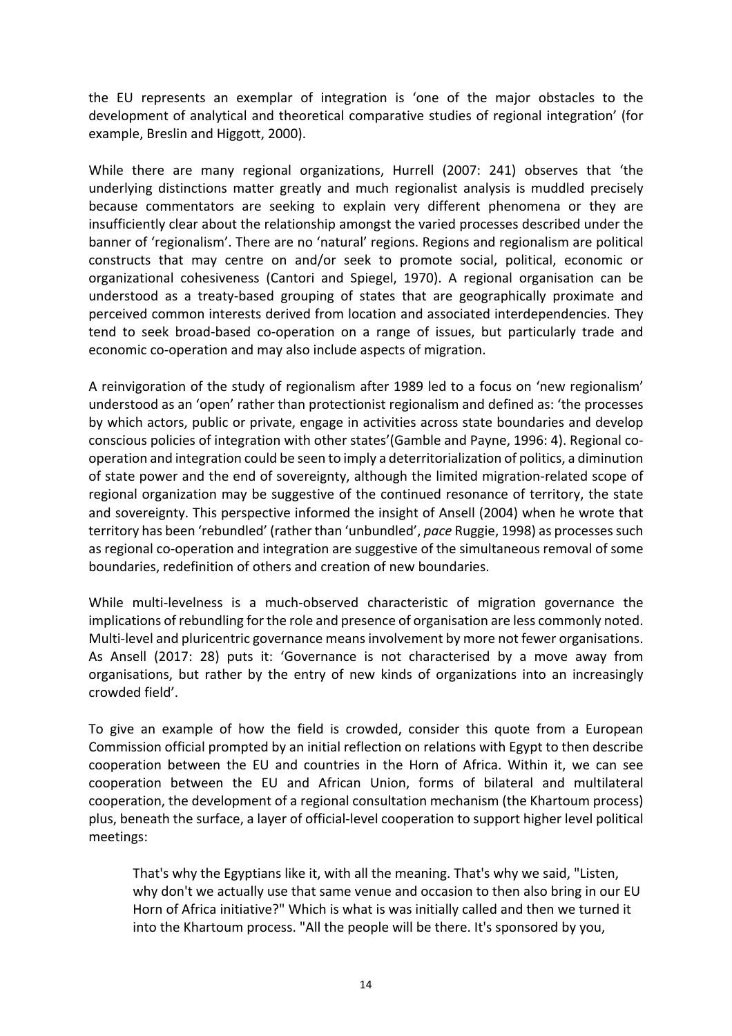the EU represents an exemplar of integration is 'one of the major obstacles to the development of analytical and theoretical comparative studies of regional integration' (for example, Breslin and Higgott, 2000).

While there are many regional organizations, Hurrell (2007: 241) observes that 'the underlying distinctions matter greatly and much regionalist analysis is muddled precisely because commentators are seeking to explain very different phenomena or they are insufficiently clear about the relationship amongst the varied processes described under the banner of 'regionalism'. There are no 'natural' regions. Regions and regionalism are political constructs that may centre on and/or seek to promote social, political, economic or organizational cohesiveness (Cantori and Spiegel, 1970). A regional organisation can be understood as a treaty-based grouping of states that are geographically proximate and perceived common interests derived from location and associated interdependencies. They tend to seek broad-based co-operation on a range of issues, but particularly trade and economic co-operation and may also include aspects of migration.

A reinvigoration of the study of regionalism after 1989 led to a focus on 'new regionalism' understood as an 'open' rather than protectionist regionalism and defined as: 'the processes by which actors, public or private, engage in activities across state boundaries and develop conscious policies of integration with other states'(Gamble and Payne, 1996: 4). Regional co-operation and integration could be seen to imply a deterritorialization of politics, a diminution of state power and the end of sovereignty, although the limited migration-related scope of regional organization may be suggestive of the continued resonance of territory, the state and sovereignty. This perspective informed the insight of Ansell (2004) when he wrote that territory has been 'rebundled' (rather than 'unbundled', *pace* Ruggie, 1998) as processes such as regional co-operation and integration are suggestive of the simultaneous removal of some boundaries, redefinition of others and creation of new boundaries.

While multi-levelness is a much-observed characteristic of migration governance the implications of rebundling for the role and presence of organisation are less commonly noted. Multi-level and pluricentric governance means involvement by more not fewer organisations. As Ansell (2017: 28) puts it: 'Governance is not characterised by a move away from organisations, but rather by the entry of new kinds of organizations into an increasingly crowded field'.

To give an example of how the field is crowded, consider this quote from a European Commission official prompted by an initial reflection on relations with Egypt to then describe cooperation between the EU and countries in the Horn of Africa. Within it, we can see cooperation between the EU and African Union, forms of bilateral and multilateral cooperation, the development of a regional consultation mechanism (the Khartoum process) plus, beneath the surface, a layer of official-level cooperation to support higher level political meetings:

> That's why the Egyptians like it, with all the meaning. That's why we said, "Listen, why don't we actually use that same venue and occasion to then also bring in our EU Horn of Africa initiative?" Which is what is was initially called and then we turned it into the Khartoum process. "All the people will be there. It's sponsored by you,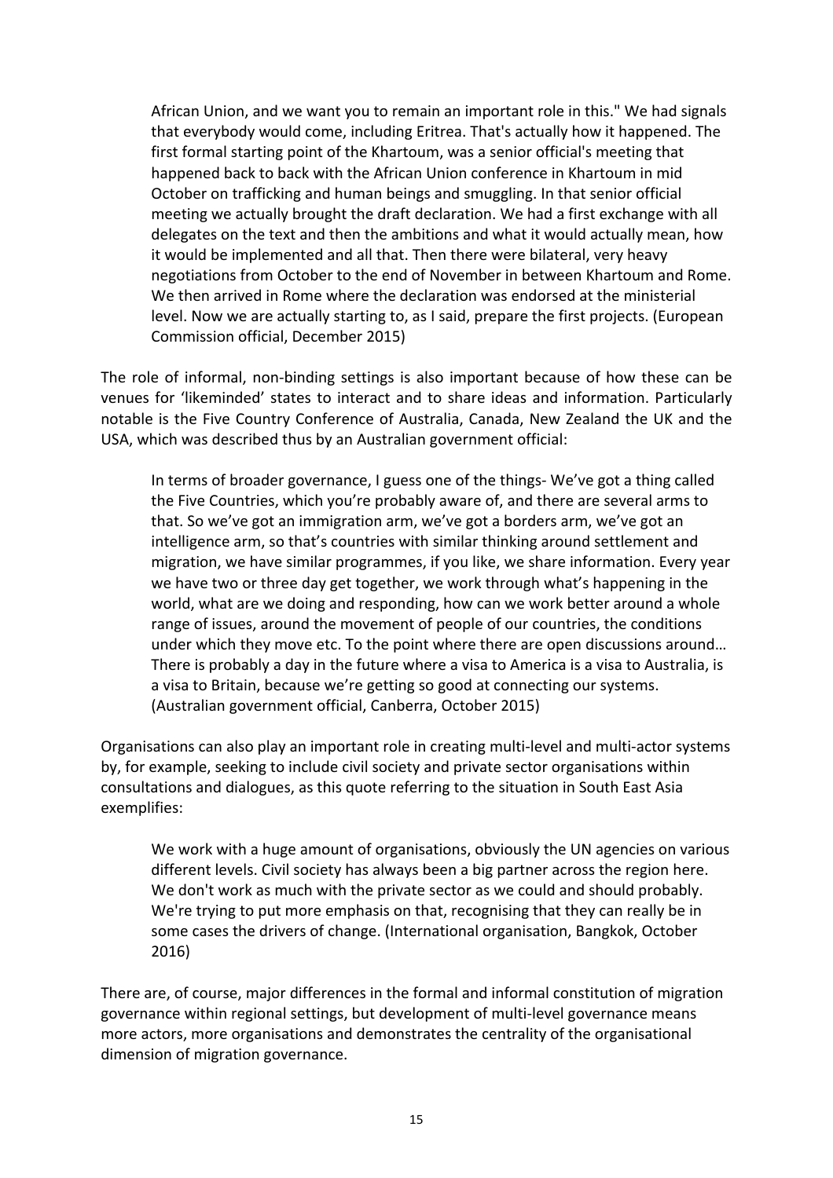> African Union, and we want you to remain an important role in this." We had signals that everybody would come, including Eritrea. That's actually how it happened. The first formal starting point of the Khartoum, was a senior official's meeting that happened back to back with the African Union conference in Khartoum in mid October on trafficking and human beings and smuggling. In that senior official meeting we actually brought the draft declaration. We had a first exchange with all delegates on the text and then the ambitions and what it would actually mean, how it would be implemented and all that. Then there were bilateral, very heavy negotiations from October to the end of November in between Khartoum and Rome. We then arrived in Rome where the declaration was endorsed at the ministerial level. Now we are actually starting to, as I said, prepare the first projects. (European Commission official, December 2015)

The role of informal, non-binding settings is also important because of how these can be venues for 'likeminded' states to interact and to share ideas and information. Particularly notable is the Five Country Conference of Australia, Canada, New Zealand the UK and the USA, which was described thus by an Australian government official:

> In terms of broader governance, I guess one of the things- We've got a thing called the Five Countries, which you're probably aware of, and there are several arms to that. So we've got an immigration arm, we've got a borders arm, we've got an intelligence arm, so that's countries with similar thinking around settlement and migration, we have similar programmes, if you like, we share information. Every year we have two or three day get together, we work through what's happening in the world, what are we doing and responding, how can we work better around a whole range of issues, around the movement of people of our countries, the conditions under which they move etc. To the point where there are open discussions around… There is probably a day in the future where a visa to America is a visa to Australia, is a visa to Britain, because we're getting so good at connecting our systems. (Australian government official, Canberra, October 2015)

Organisations can also play an important role in creating multi-level and multi-actor systems by, for example, seeking to include civil society and private sector organisations within consultations and dialogues, as this quote referring to the situation in South East Asia exemplifies:

> We work with a huge amount of organisations, obviously the UN agencies on various different levels. Civil society has always been a big partner across the region here. We don't work as much with the private sector as we could and should probably. We're trying to put more emphasis on that, recognising that they can really be in some cases the drivers of change. (International organisation, Bangkok, October 2016)

There are, of course, major differences in the formal and informal constitution of migration governance within regional settings, but development of multi-level governance means more actors, more organisations and demonstrates the centrality of the organisational dimension of migration governance.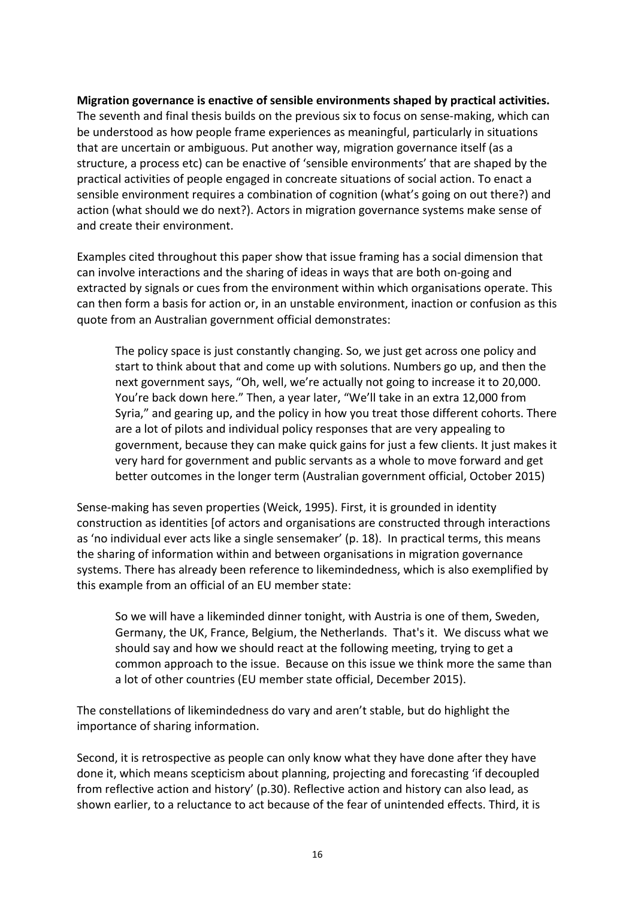**Migration governance is enactive of sensible environments shaped by practical activities.** The seventh and final thesis builds on the previous six to focus on sense-making, which can be understood as how people frame experiences as meaningful, particularly in situations that are uncertain or ambiguous. Put another way, migration governance itself (as a structure, a process etc) can be enactive of 'sensible environments' that are shaped by the practical activities of people engaged in concreate situations of social action. To enact a sensible environment requires a combination of cognition (what's going on out there?) and action (what should we do next?). Actors in migration governance systems make sense of and create their environment.

Examples cited throughout this paper show that issue framing has a social dimension that can involve interactions and the sharing of ideas in ways that are both on-going and extracted by signals or cues from the environment within which organisations operate. This can then form a basis for action or, in an unstable environment, inaction or confusion as this quote from an Australian government official demonstrates:

> The policy space is just constantly changing. So, we just get across one policy and start to think about that and come up with solutions. Numbers go up, and then the next government says, "Oh, well, we're actually not going to increase it to 20,000. You're back down here." Then, a year later, "We'll take in an extra 12,000 from Syria," and gearing up, and the policy in how you treat those different cohorts. There are a lot of pilots and individual policy responses that are very appealing to government, because they can make quick gains for just a few clients. It just makes it very hard for government and public servants as a whole to move forward and get better outcomes in the longer term (Australian government official, October 2015)

Sense-making has seven properties (Weick, 1995). First, it is grounded in identity construction as identities [of actors and organisations are constructed through interactions as 'no individual ever acts like a single sensemaker' (p. 18). In practical terms, this means the sharing of information within and between organisations in migration governance systems. There has already been reference to likemindedness, which is also exemplified by this example from an official of an EU member state:

> So we will have a likeminded dinner tonight, with Austria is one of them, Sweden, Germany, the UK, France, Belgium, the Netherlands. That's it. We discuss what we should say and how we should react at the following meeting, trying to get a common approach to the issue. Because on this issue we think more the same than a lot of other countries (EU member state official, December 2015).

The constellations of likemindedness do vary and aren't stable, but do highlight the importance of sharing information.

Second, it is retrospective as people can only know what they have done after they have done it, which means scepticism about planning, projecting and forecasting 'if decoupled from reflective action and history' (p.30). Reflective action and history can also lead, as shown earlier, to a reluctance to act because of the fear of unintended effects. Third, it is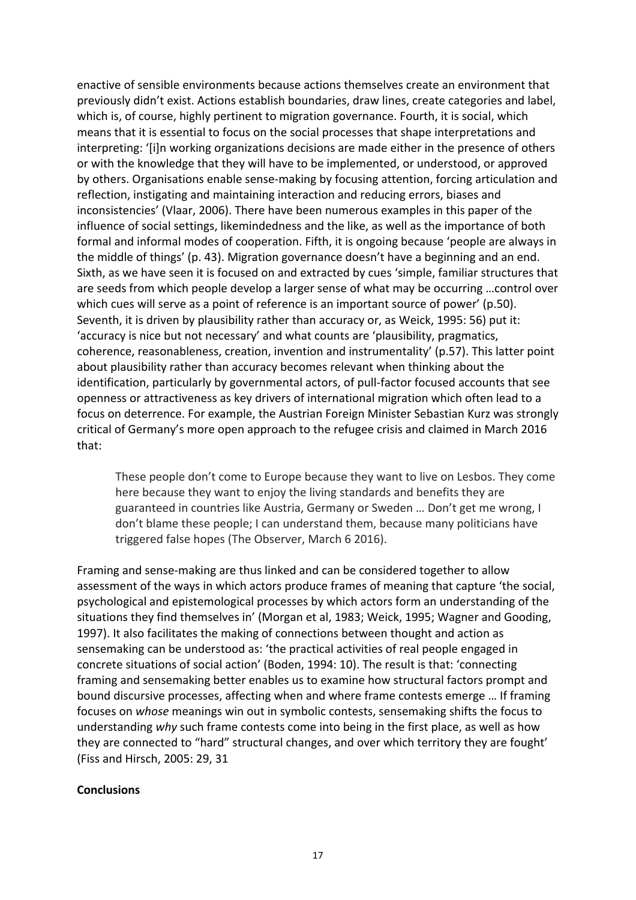enactive of sensible environments because actions themselves create an environment that previously didn't exist. Actions establish boundaries, draw lines, create categories and label, which is, of course, highly pertinent to migration governance. Fourth, it is social, which means that it is essential to focus on the social processes that shape interpretations and interpreting: '[i]n working organizations decisions are made either in the presence of others or with the knowledge that they will have to be implemented, or understood, or approved by others. Organisations enable sense-making by focusing attention, forcing articulation and reflection, instigating and maintaining interaction and reducing errors, biases and inconsistencies' (Vlaar, 2006). There have been numerous examples in this paper of the influence of social settings, likemindedness and the like, as well as the importance of both formal and informal modes of cooperation. Fifth, it is ongoing because 'people are always in the middle of things' (p. 43). Migration governance doesn't have a beginning and an end. Sixth, as we have seen it is focused on and extracted by cues 'simple, familiar structures that are seeds from which people develop a larger sense of what may be occurring …control over which cues will serve as a point of reference is an important source of power' (p.50). Seventh, it is driven by plausibility rather than accuracy or, as Weick, 1995: 56) put it: 'accuracy is nice but not necessary' and what counts are 'plausibility, pragmatics, coherence, reasonableness, creation, invention and instrumentality' (p.57). This latter point about plausibility rather than accuracy becomes relevant when thinking about the identification, particularly by governmental actors, of pull-factor focused accounts that see openness or attractiveness as key drivers of international migration which often lead to a focus on deterrence. For example, the Austrian Foreign Minister Sebastian Kurz was strongly critical of Germany's more open approach to the refugee crisis and claimed in March 2016 that:

> These people don't come to Europe because they want to live on Lesbos. They come here because they want to enjoy the living standards and benefits they are guaranteed in countries like Austria, Germany or Sweden … Don't get me wrong, I don't blame these people; I can understand them, because many politicians have triggered false hopes (The Observer, March 6 2016).

Framing and sense-making are thus linked and can be considered together to allow assessment of the ways in which actors produce frames of meaning that capture 'the social, psychological and epistemological processes by which actors form an understanding of the situations they find themselves in' (Morgan et al, 1983; Weick, 1995; Wagner and Gooding, 1997). It also facilitates the making of connections between thought and action as sensemaking can be understood as: 'the practical activities of real people engaged in concrete situations of social action' (Boden, 1994: 10). The result is that: 'connecting framing and sensemaking better enables us to examine how structural factors prompt and bound discursive processes, affecting when and where frame contests emerge … If framing focuses on *whose* meanings win out in symbolic contests, sensemaking shifts the focus to understanding *why* such frame contests come into being in the first place, as well as how they are connected to "hard" structural changes, and over which territory they are fought' (Fiss and Hirsch, 2005: 29, 31

**Conclusions**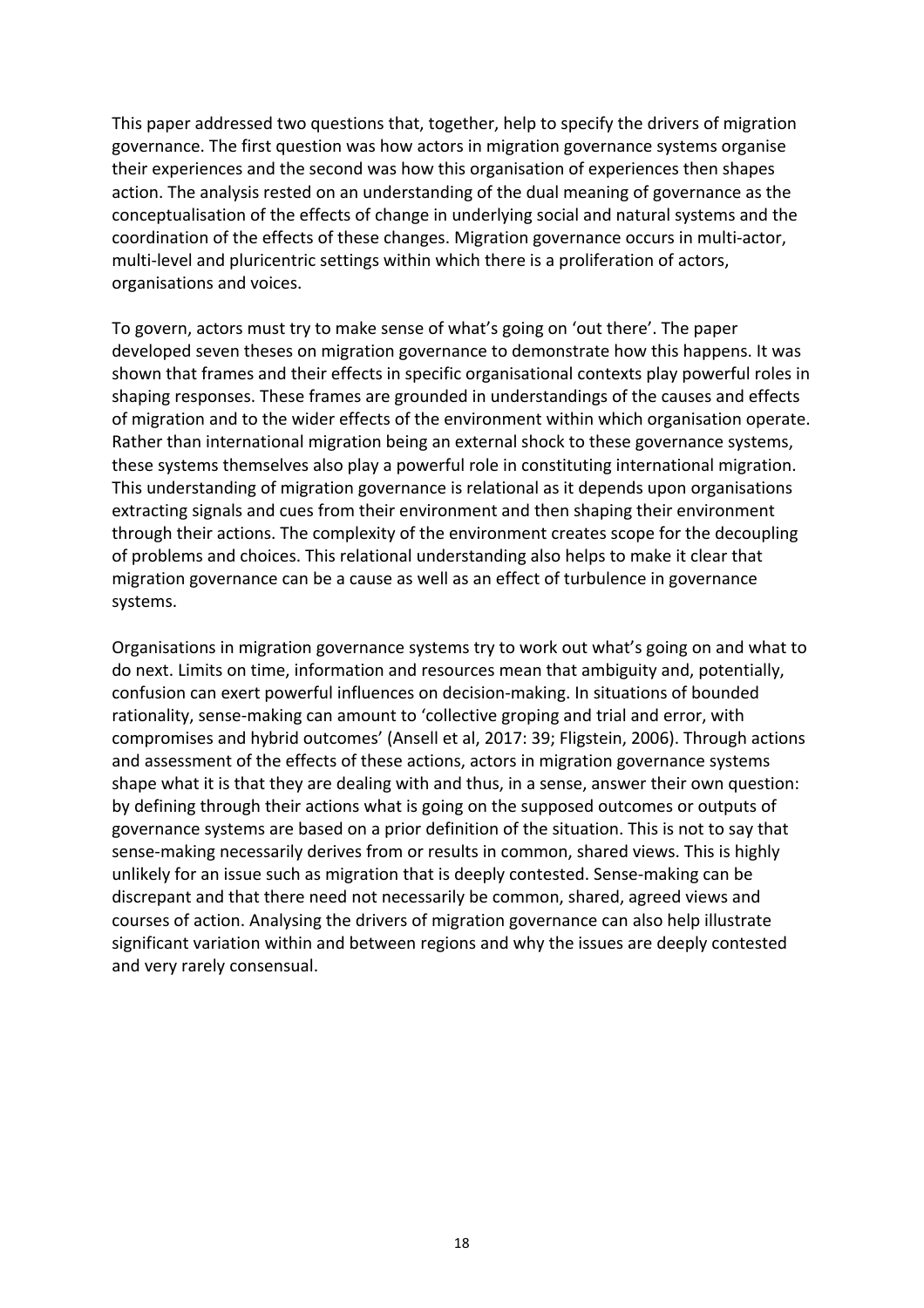This paper addressed two questions that, together, help to specify the drivers of migration governance. The first question was how actors in migration governance systems organise their experiences and the second was how this organisation of experiences then shapes action. The analysis rested on an understanding of the dual meaning of governance as the conceptualisation of the effects of change in underlying social and natural systems and the coordination of the effects of these changes. Migration governance occurs in multi-actor, multi-level and pluricentric settings within which there is a proliferation of actors, organisations and voices.

To govern, actors must try to make sense of what's going on 'out there'. The paper developed seven theses on migration governance to demonstrate how this happens. It was shown that frames and their effects in specific organisational contexts play powerful roles in shaping responses. These frames are grounded in understandings of the causes and effects of migration and to the wider effects of the environment within which organisation operate. Rather than international migration being an external shock to these governance systems, these systems themselves also play a powerful role in constituting international migration. This understanding of migration governance is relational as it depends upon organisations extracting signals and cues from their environment and then shaping their environment through their actions. The complexity of the environment creates scope for the decoupling of problems and choices. This relational understanding also helps to make it clear that migration governance can be a cause as well as an effect of turbulence in governance systems.

Organisations in migration governance systems try to work out what's going on and what to do next. Limits on time, information and resources mean that ambiguity and, potentially, confusion can exert powerful influences on decision-making. In situations of bounded rationality, sense-making can amount to 'collective groping and trial and error, with compromises and hybrid outcomes' (Ansell et al, 2017: 39; Fligstein, 2006). Through actions and assessment of the effects of these actions, actors in migration governance systems shape what it is that they are dealing with and thus, in a sense, answer their own question: by defining through their actions what is going on the supposed outcomes or outputs of governance systems are based on a prior definition of the situation. This is not to say that sense-making necessarily derives from or results in common, shared views. This is highly unlikely for an issue such as migration that is deeply contested. Sense-making can be discrepant and that there need not necessarily be common, shared, agreed views and courses of action. Analysing the drivers of migration governance can also help illustrate significant variation within and between regions and why the issues are deeply contested and very rarely consensual.